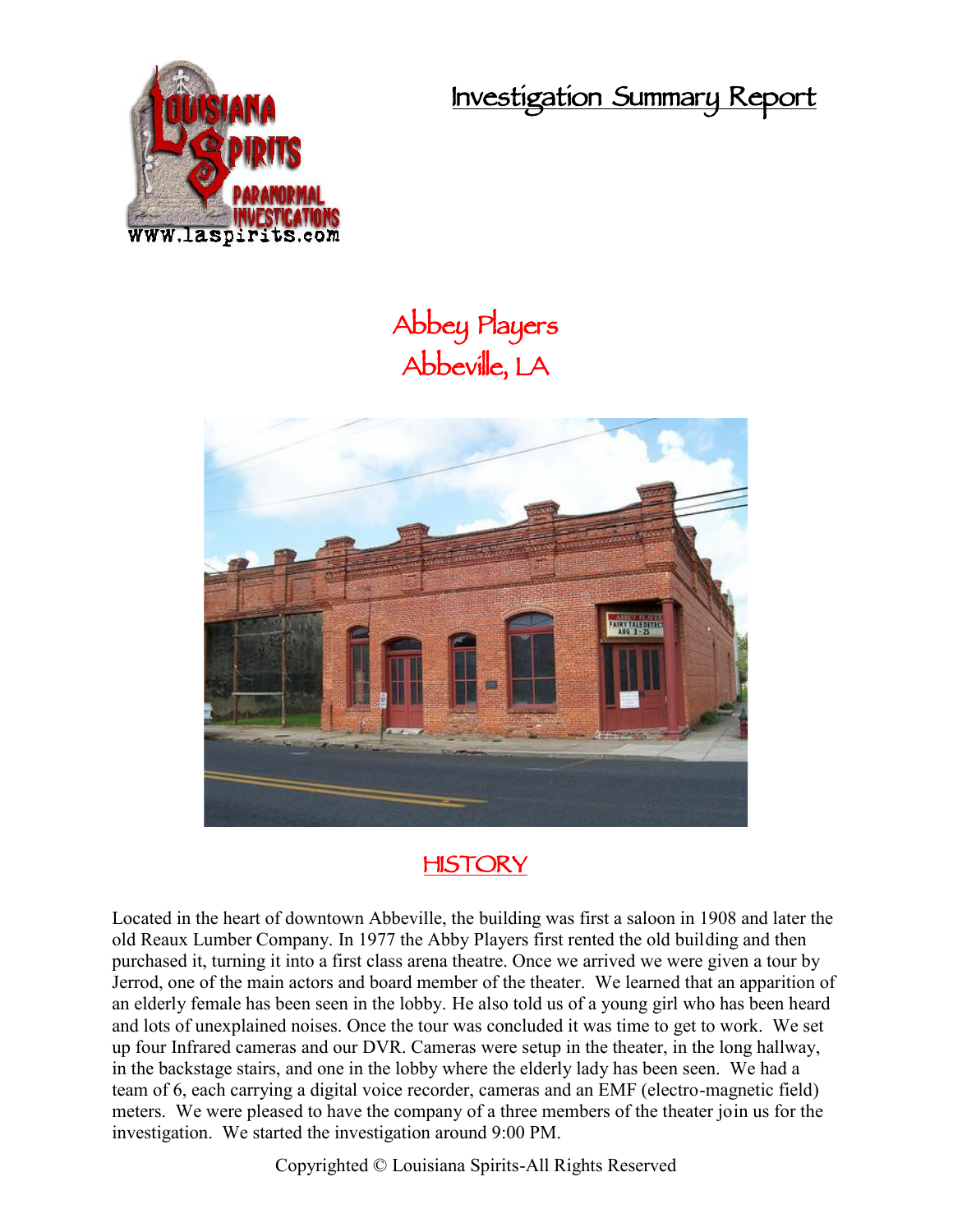# Investigation Summary Report

## Abbey Players
## Abbeville, LA

## HISTORY

Located in the heart of downtown Abbeville, the building was first a saloon in 1908 and later the old Reaux Lumber Company. In 1977 the Abby Players first rented the old building and then purchased it, turning it into a first class arena theatre. Once we arrived we were given a tour by Jerrod, one of the main actors and board member of the theater. We learned that an apparition of an elderly female has been seen in the lobby. He also told us of a young girl who has been heard and lots of unexplained noises. Once the tour was concluded it was time to get to work. We set up four Infrared cameras and our DVR. Cameras were setup in the theater, in the long hallway, in the backstage stairs, and one in the lobby where the elderly lady has been seen. We had a team of 6, each carrying a digital voice recorder, cameras and an EMF (electro-magnetic field) meters. We were pleased to have the company of a three members of the theater join us for the investigation. We started the investigation around 9:00 PM.

Copyrighted © Louisiana Spirits-All Rights Reserved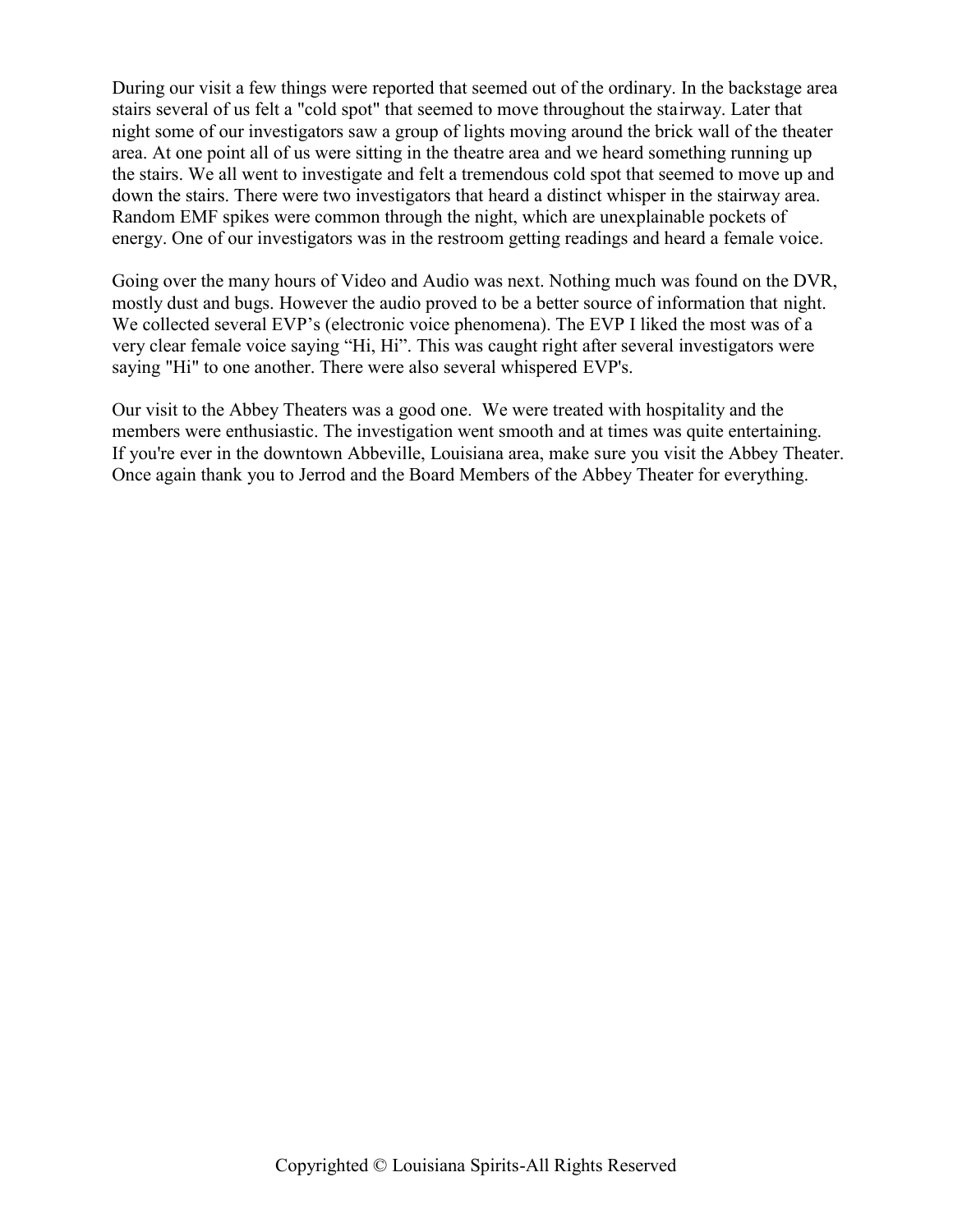During our visit a few things were reported that seemed out of the ordinary. In the backstage area stairs several of us felt a "cold spot" that seemed to move throughout the stairway. Later that night some of our investigators saw a group of lights moving around the brick wall of the theater area. At one point all of us were sitting in the theatre area and we heard something running up the stairs. We all went to investigate and felt a tremendous cold spot that seemed to move up and down the stairs. There were two investigators that heard a distinct whisper in the stairway area. Random EMF spikes were common through the night, which are unexplainable pockets of energy. One of our investigators was in the restroom getting readings and heard a female voice.

Going over the many hours of Video and Audio was next. Nothing much was found on the DVR, mostly dust and bugs. However the audio proved to be a better source of information that night. We collected several EVP's (electronic voice phenomena). The EVP I liked the most was of a very clear female voice saying "Hi, Hi". This was caught right after several investigators were saying "Hi" to one another. There were also several whispered EVP's.

Our visit to the Abbey Theaters was a good one. We were treated with hospitality and the members were enthusiastic. The investigation went smooth and at times was quite entertaining. If you're ever in the downtown Abbeville, Louisiana area, make sure you visit the Abbey Theater. Once again thank you to Jerrod and the Board Members of the Abbey Theater for everything.

Copyrighted © Louisiana Spirits-All Rights Reserved